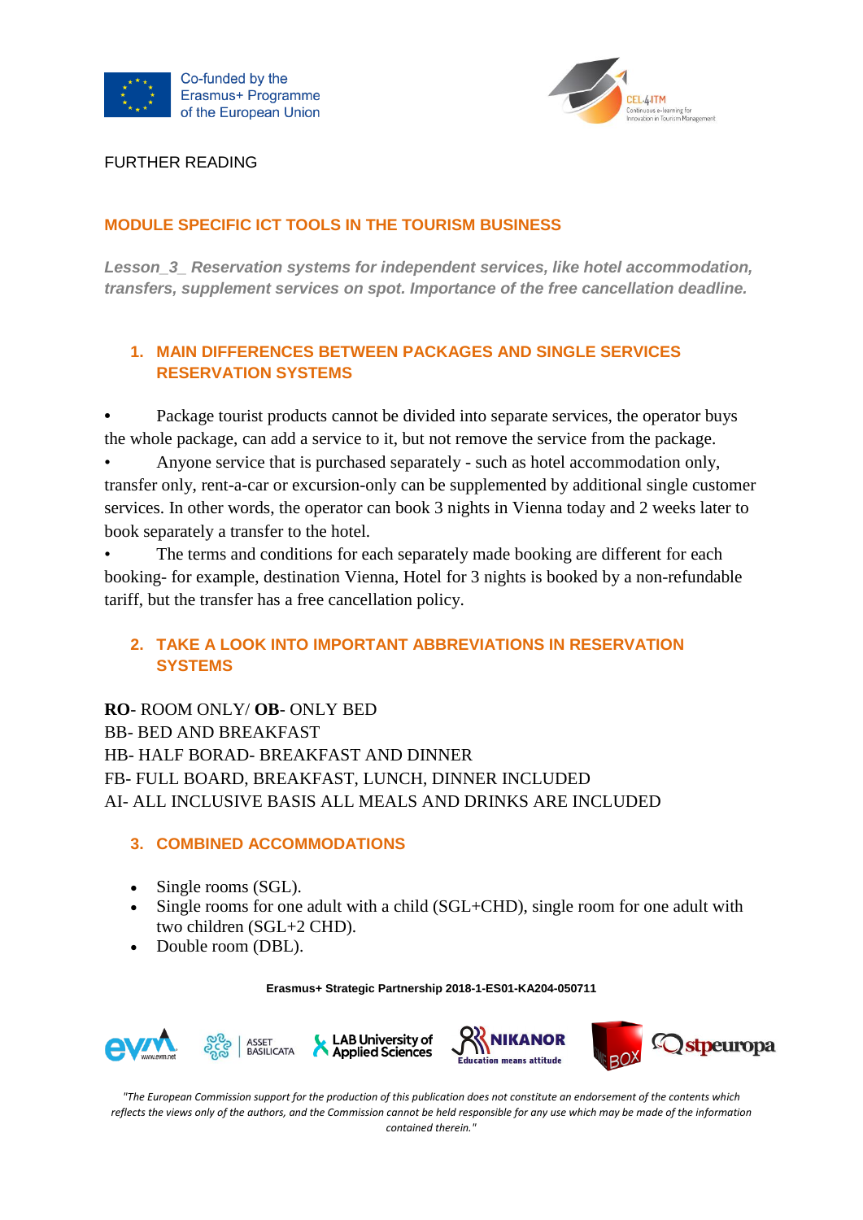FURTHER READING

## MODULE SPECIFIC ICT TOOLS IN THE TOURISM BUSINESS

***Lesson_3_ Reservation systems for independent services, like hotel accommodation, transfers, supplement services on spot. Importance of the free cancellation deadline.***

### 1. MAIN DIFFERENCES BETWEEN PACKAGES AND SINGLE SERVICES RESERVATION SYSTEMS

- Package tourist products cannot be divided into separate services, the operator buys the whole package, can add a service to it, but not remove the service from the package.
- Anyone service that is purchased separately - such as hotel accommodation only, transfer only, rent-a-car or excursion-only can be supplemented by additional single customer services. In other words, the operator can book 3 nights in Vienna today and 2 weeks later to book separately a transfer to the hotel.
- The terms and conditions for each separately made booking are different for each booking- for example, destination Vienna, Hotel for 3 nights is booked by a non-refundable tariff, but the transfer has a free cancellation policy.

### 2. TAKE A LOOK INTO IMPORTANT ABBREVIATIONS IN RESERVATION SYSTEMS

**RO**- ROOM ONLY/ **OB**- ONLY BED
BB- BED AND BREAKFAST
HB- HALF BORAD- BREAKFAST AND DINNER
FB- FULL BOARD, BREAKFAST, LUNCH, DINNER INCLUDED
AI- ALL INCLUSIVE BASIS ALL MEALS AND DRINKS ARE INCLUDED

### 3. COMBINED ACCOMMODATIONS

- Single rooms (SGL).
- Single rooms for one adult with a child (SGL+CHD), single room for one adult with two children (SGL+2 CHD).
- Double room (DBL).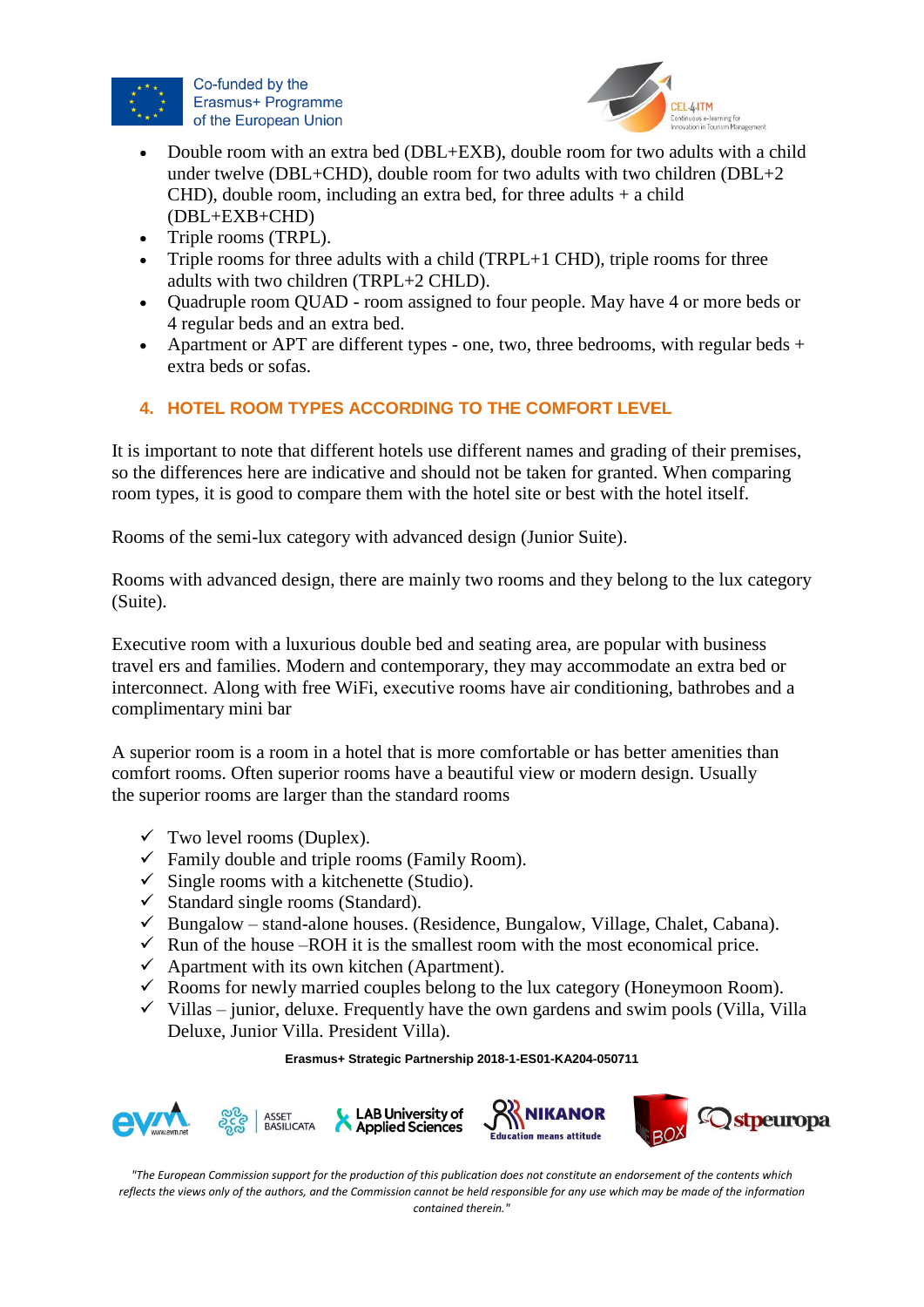- Double room with an extra bed (DBL+EXB), double room for two adults with a child under twelve (DBL+CHD), double room for two adults with two children (DBL+2 CHD), double room, including an extra bed, for three adults + a child (DBL+EXB+CHD)
- Triple rooms (TRPL).
- Triple rooms for three adults with a child (TRPL+1 CHD), triple rooms for three adults with two children (TRPL+2 CHLD).
- Quadruple room QUAD - room assigned to four people. May have 4 or more beds or 4 regular beds and an extra bed.
- Apartment or APT are different types - one, two, three bedrooms, with regular beds + extra beds or sofas.

## 4. HOTEL ROOM TYPES ACCORDING TO THE COMFORT LEVEL

It is important to note that different hotels use different names and grading of their premises, so the differences here are indicative and should not be taken for granted. When comparing room types, it is good to compare them with the hotel site or best with the hotel itself.

Rooms of the semi-lux category with advanced design (Junior Suite).

Rooms with advanced design, there are mainly two rooms and they belong to the lux category (Suite).

Executive room with a luxurious double bed and seating area, are popular with business travel ers and families. Modern and contemporary, they may accommodate an extra bed or interconnect. Along with free WiFi, executive rooms have air conditioning, bathrobes and a complimentary mini bar

A superior room is a room in a hotel that is more comfortable or has better amenities than comfort rooms. Often superior rooms have a beautiful view or modern design. Usually the superior rooms are larger than the standard rooms

- ✓ Two level rooms (Duplex).
- ✓ Family double and triple rooms (Family Room).
- ✓ Single rooms with a kitchenette (Studio).
- ✓ Standard single rooms (Standard).
- ✓ Bungalow – stand-alone houses. (Residence, Bungalow, Village, Chalet, Cabana).
- ✓ Run of the house –ROH it is the smallest room with the most economical price.
- ✓ Apartment with its own kitchen (Apartment).
- ✓ Rooms for newly married couples belong to the lux category (Honeymoon Room).
- ✓ Villas – junior, deluxe. Frequently have the own gardens and swim pools (Villa, Villa Deluxe, Junior Villa. President Villa).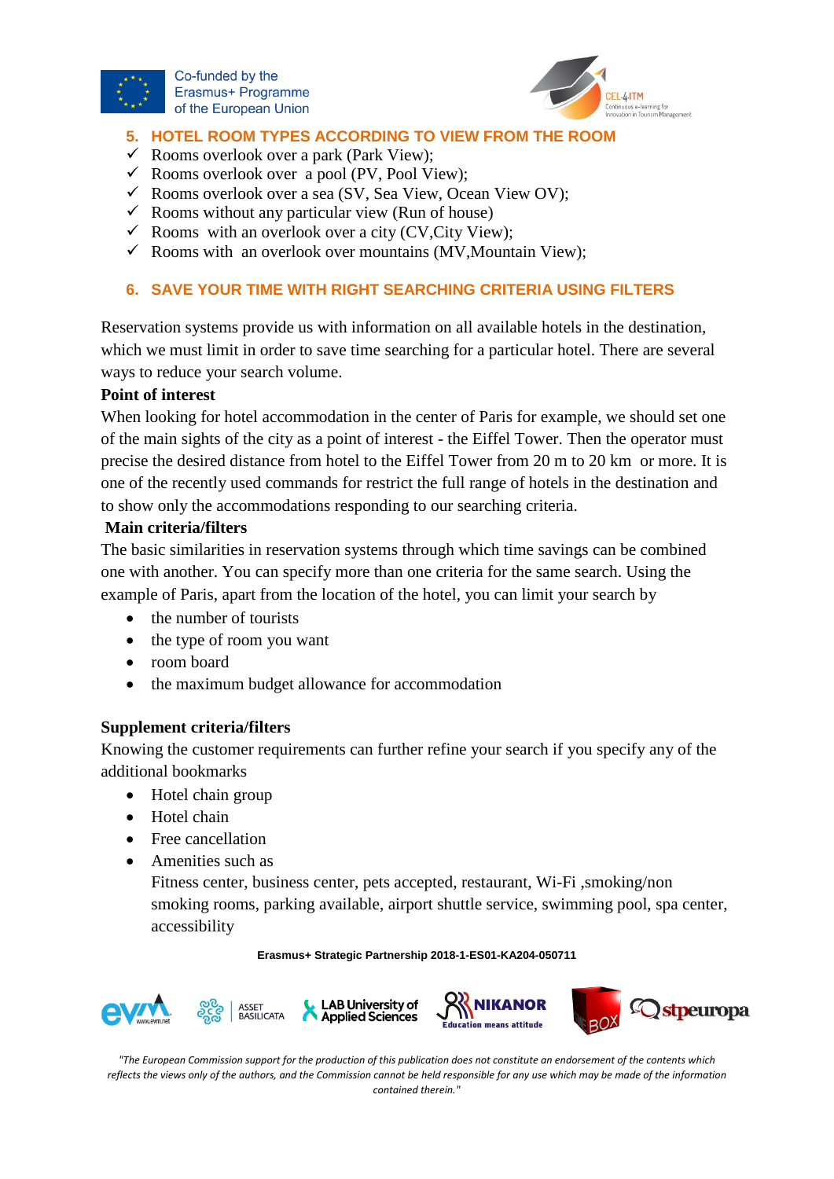## 5. HOTEL ROOM TYPES ACCORDING TO VIEW FROM THE ROOM

- ✓ Rooms overlook over a park (Park View);
- ✓ Rooms overlook over a pool (PV, Pool View);
- ✓ Rooms overlook over a sea (SV, Sea View, Ocean View OV);
- ✓ Rooms without any particular view (Run of house)
- ✓ Rooms with an overlook over a city (CV,City View);
- ✓ Rooms with an overlook over mountains (MV,Mountain View);

## 6. SAVE YOUR TIME WITH RIGHT SEARCHING CRITERIA USING FILTERS

Reservation systems provide us with information on all available hotels in the destination, which we must limit in order to save time searching for a particular hotel. There are several ways to reduce your search volume.

**Point of interest**

When looking for hotel accommodation in the center of Paris for example, we should set one of the main sights of the city as a point of interest - the Eiffel Tower. Then the operator must precise the desired distance from hotel to the Eiffel Tower from 20 m to 20 km or more. It is one of the recently used commands for restrict the full range of hotels in the destination and to show only the accommodations responding to our searching criteria.

**Main criteria/filters**

The basic similarities in reservation systems through which time savings can be combined one with another. You can specify more than one criteria for the same search. Using the example of Paris, apart from the location of the hotel, you can limit your search by

- the number of tourists
- the type of room you want
- room board
- the maximum budget allowance for accommodation

**Supplement criteria/filters**

Knowing the customer requirements can further refine your search if you specify any of the additional bookmarks

- Hotel chain group
- Hotel chain
- Free cancellation
- Amenities such as
  Fitness center, business center, pets accepted, restaurant, Wi-Fi ,smoking/non smoking rooms, parking available, airport shuttle service, swimming pool, spa center, accessibility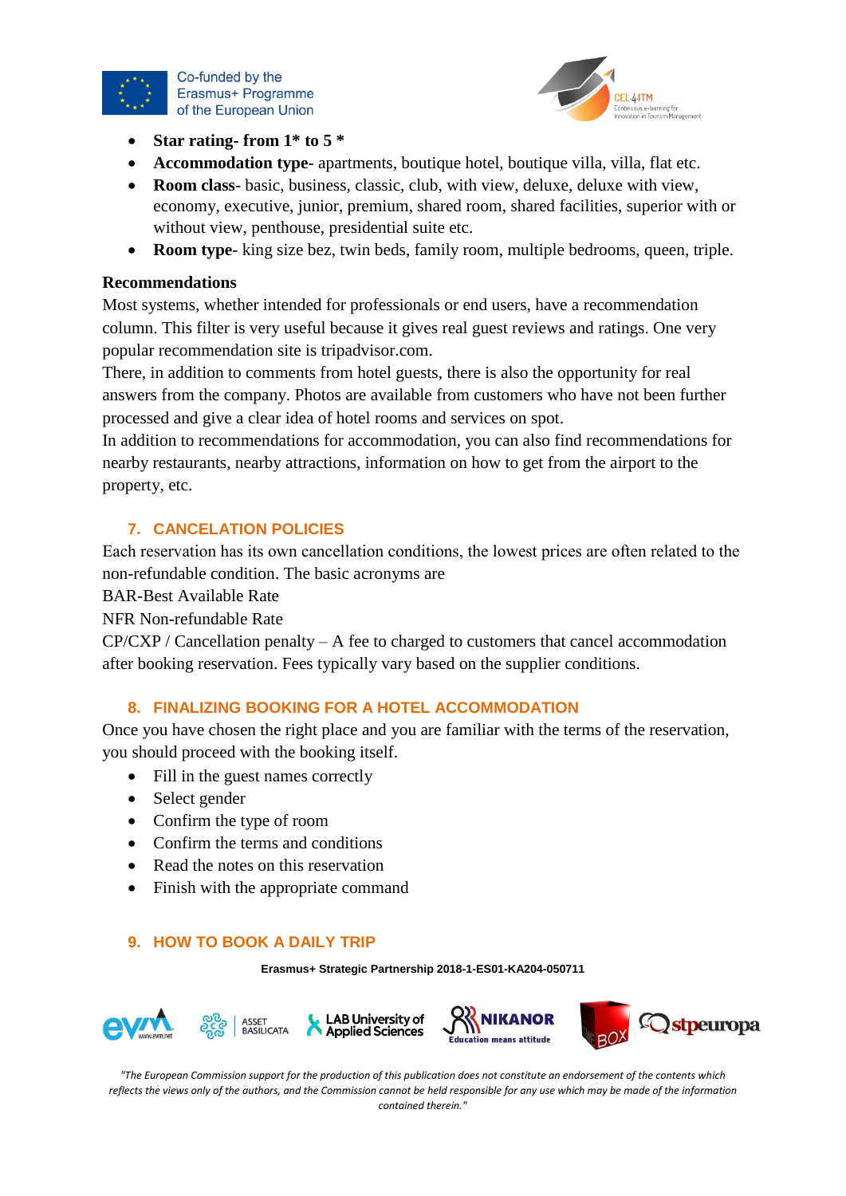- **Star rating- from 1* to 5 ***
- **Accommodation type**- apartments, boutique hotel, boutique villa, villa, flat etc.
- **Room class**- basic, business, classic, club, with view, deluxe, deluxe with view, economy, executive, junior, premium, shared room, shared facilities, superior with or without view, penthouse, presidential suite etc.
- **Room type**- king size bez, twin beds, family room, multiple bedrooms, queen, triple.

**Recommendations**

Most systems, whether intended for professionals or end users, have a recommendation column. This filter is very useful because it gives real guest reviews and ratings. One very popular recommendation site is tripadvisor.com.

There, in addition to comments from hotel guests, there is also the opportunity for real answers from the company. Photos are available from customers who have not been further processed and give a clear idea of hotel rooms and services on spot.

In addition to recommendations for accommodation, you can also find recommendations for nearby restaurants, nearby attractions, information on how to get from the airport to the property, etc.

## 7. CANCELATION POLICIES

Each reservation has its own cancellation conditions, the lowest prices are often related to the non-refundable condition. The basic acronyms are

BAR-Best Available Rate

NFR Non-refundable Rate

CP/CXP / Cancellation penalty – A fee to charged to customers that cancel accommodation after booking reservation. Fees typically vary based on the supplier conditions.

## 8. FINALIZING BOOKING FOR A HOTEL ACCOMMODATION

Once you have chosen the right place and you are familiar with the terms of the reservation, you should proceed with the booking itself.

- Fill in the guest names correctly
- Select gender
- Confirm the type of room
- Confirm the terms and conditions
- Read the notes on this reservation
- Finish with the appropriate command

## 9. HOW TO BOOK A DAILY TRIP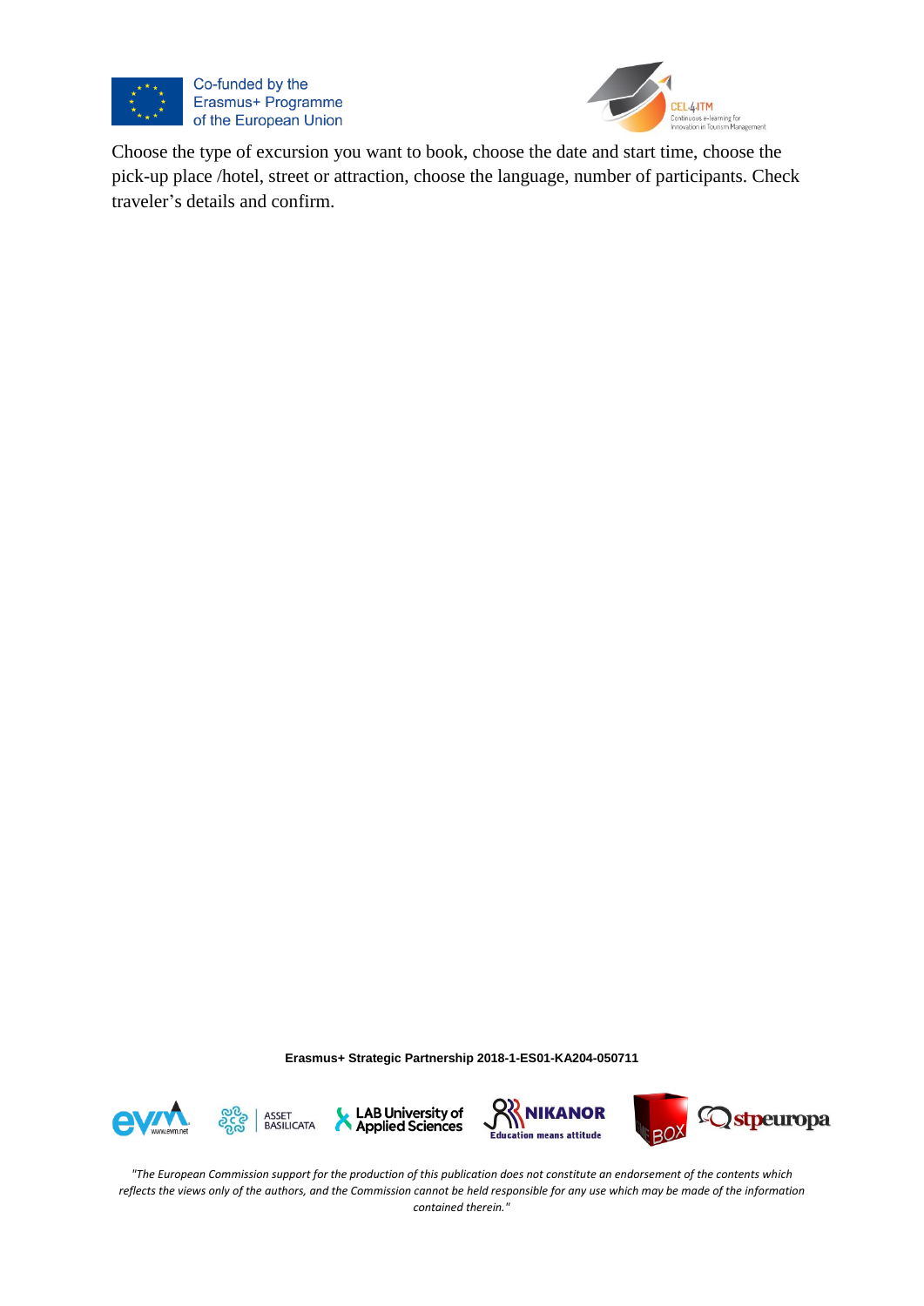Choose the type of excursion you want to book, choose the date and start time, choose the pick-up place /hotel, street or attraction, choose the language, number of participants. Check traveler's details and confirm.